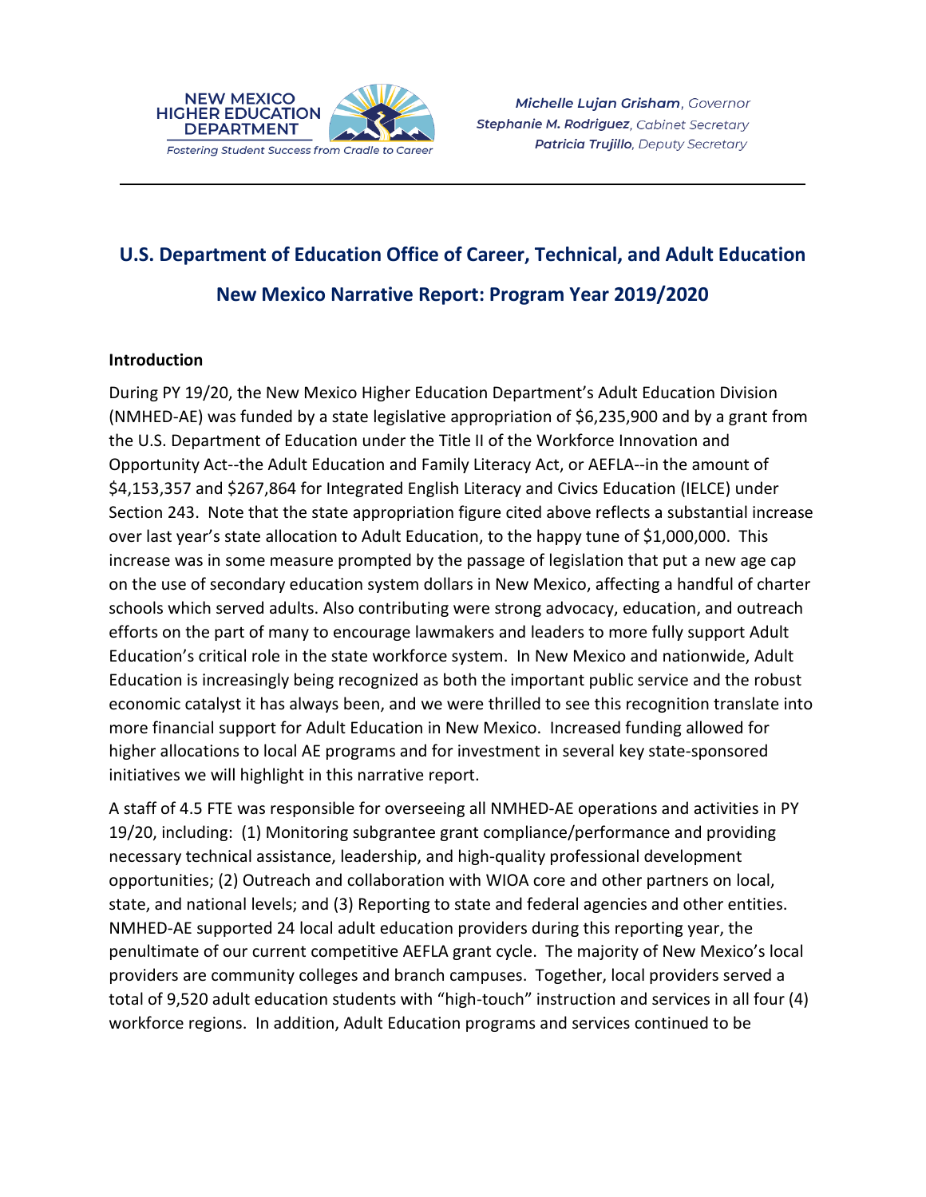NEW MEXICO HIGHER EDUCATION DEPARTMENT
*Fostering Student Success from Cradle to Career*

***Michelle Lujan Grisham**, Governor*
***Stephanie M. Rodriguez**, Cabinet Secretary*
***Patricia Trujillo**, Deputy Secretary*

# U.S. Department of Education Office of Career, Technical, and Adult Education

## New Mexico Narrative Report: Program Year 2019/2020

### Introduction

During PY 19/20, the New Mexico Higher Education Department's Adult Education Division (NMHED-AE) was funded by a state legislative appropriation of $6,235,900 and by a grant from the U.S. Department of Education under the Title II of the Workforce Innovation and Opportunity Act--the Adult Education and Family Literacy Act, or AEFLA--in the amount of $4,153,357 and $267,864 for Integrated English Literacy and Civics Education (IELCE) under Section 243. Note that the state appropriation figure cited above reflects a substantial increase over last year's state allocation to Adult Education, to the happy tune of $1,000,000. This increase was in some measure prompted by the passage of legislation that put a new age cap on the use of secondary education system dollars in New Mexico, affecting a handful of charter schools which served adults. Also contributing were strong advocacy, education, and outreach efforts on the part of many to encourage lawmakers and leaders to more fully support Adult Education's critical role in the state workforce system. In New Mexico and nationwide, Adult Education is increasingly being recognized as both the important public service and the robust economic catalyst it has always been, and we were thrilled to see this recognition translate into more financial support for Adult Education in New Mexico. Increased funding allowed for higher allocations to local AE programs and for investment in several key state-sponsored initiatives we will highlight in this narrative report.

A staff of 4.5 FTE was responsible for overseeing all NMHED-AE operations and activities in PY 19/20, including: (1) Monitoring subgrantee grant compliance/performance and providing necessary technical assistance, leadership, and high-quality professional development opportunities; (2) Outreach and collaboration with WIOA core and other partners on local, state, and national levels; and (3) Reporting to state and federal agencies and other entities. NMHED-AE supported 24 local adult education providers during this reporting year, the penultimate of our current competitive AEFLA grant cycle. The majority of New Mexico's local providers are community colleges and branch campuses. Together, local providers served a total of 9,520 adult education students with "high-touch" instruction and services in all four (4) workforce regions. In addition, Adult Education programs and services continued to be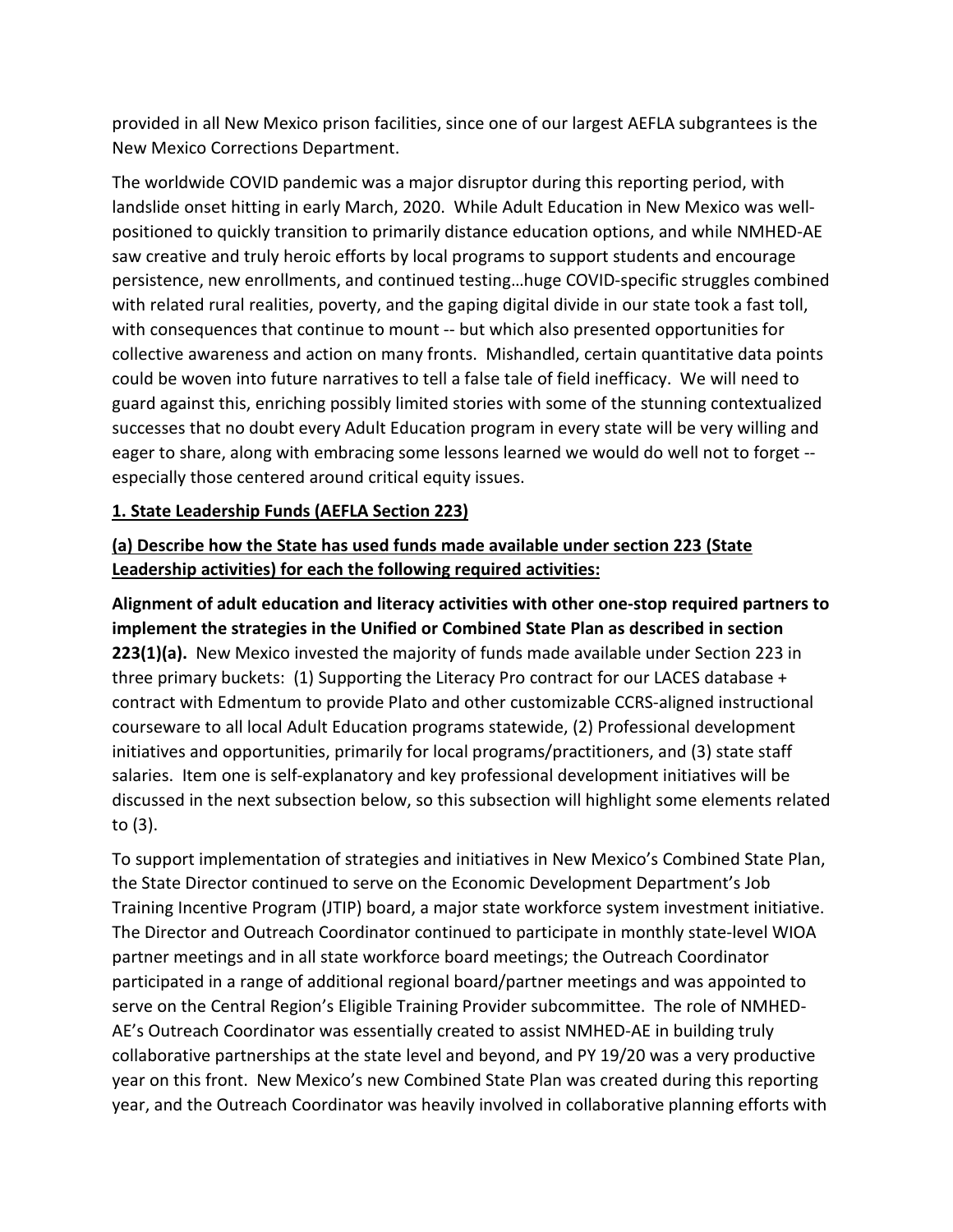provided in all New Mexico prison facilities, since one of our largest AEFLA subgrantees is the New Mexico Corrections Department.

The worldwide COVID pandemic was a major disruptor during this reporting period, with landslide onset hitting in early March, 2020. While Adult Education in New Mexico was well-positioned to quickly transition to primarily distance education options, and while NMHED-AE saw creative and truly heroic efforts by local programs to support students and encourage persistence, new enrollments, and continued testing…huge COVID-specific struggles combined with related rural realities, poverty, and the gaping digital divide in our state took a fast toll, with consequences that continue to mount -- but which also presented opportunities for collective awareness and action on many fronts. Mishandled, certain quantitative data points could be woven into future narratives to tell a false tale of field inefficacy. We will need to guard against this, enriching possibly limited stories with some of the stunning contextualized successes that no doubt every Adult Education program in every state will be very willing and eager to share, along with embracing some lessons learned we would do well not to forget -- especially those centered around critical equity issues.

## 1. State Leadership Funds (AEFLA Section 223)

### (a) Describe how the State has used funds made available under section 223 (State Leadership activities) for each the following required activities:

**Alignment of adult education and literacy activities with other one-stop required partners to implement the strategies in the Unified or Combined State Plan as described in section 223(1)(a).** New Mexico invested the majority of funds made available under Section 223 in three primary buckets: (1) Supporting the Literacy Pro contract for our LACES database + contract with Edmentum to provide Plato and other customizable CCRS-aligned instructional courseware to all local Adult Education programs statewide, (2) Professional development initiatives and opportunities, primarily for local programs/practitioners, and (3) state staff salaries. Item one is self-explanatory and key professional development initiatives will be discussed in the next subsection below, so this subsection will highlight some elements related to (3).

To support implementation of strategies and initiatives in New Mexico's Combined State Plan, the State Director continued to serve on the Economic Development Department's Job Training Incentive Program (JTIP) board, a major state workforce system investment initiative. The Director and Outreach Coordinator continued to participate in monthly state-level WIOA partner meetings and in all state workforce board meetings; the Outreach Coordinator participated in a range of additional regional board/partner meetings and was appointed to serve on the Central Region's Eligible Training Provider subcommittee. The role of NMHED-AE's Outreach Coordinator was essentially created to assist NMHED-AE in building truly collaborative partnerships at the state level and beyond, and PY 19/20 was a very productive year on this front. New Mexico's new Combined State Plan was created during this reporting year, and the Outreach Coordinator was heavily involved in collaborative planning efforts with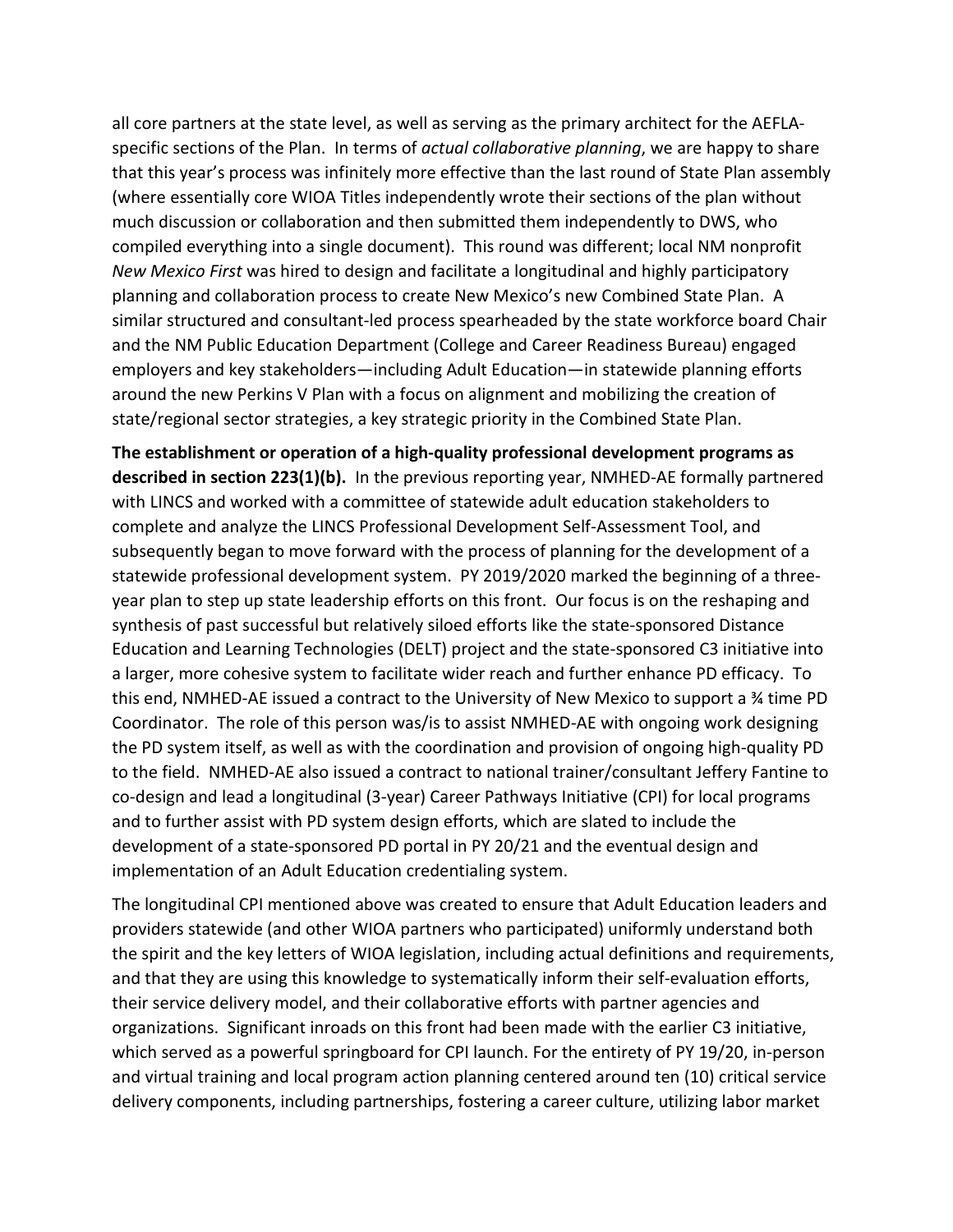all core partners at the state level, as well as serving as the primary architect for the AEFLA-specific sections of the Plan. In terms of *actual collaborative planning*, we are happy to share that this year's process was infinitely more effective than the last round of State Plan assembly (where essentially core WIOA Titles independently wrote their sections of the plan without much discussion or collaboration and then submitted them independently to DWS, who compiled everything into a single document). This round was different; local NM nonprofit *New Mexico First* was hired to design and facilitate a longitudinal and highly participatory planning and collaboration process to create New Mexico's new Combined State Plan. A similar structured and consultant-led process spearheaded by the state workforce board Chair and the NM Public Education Department (College and Career Readiness Bureau) engaged employers and key stakeholders—including Adult Education—in statewide planning efforts around the new Perkins V Plan with a focus on alignment and mobilizing the creation of state/regional sector strategies, a key strategic priority in the Combined State Plan.

**The establishment or operation of a high-quality professional development programs as described in section 223(1)(b).** In the previous reporting year, NMHED-AE formally partnered with LINCS and worked with a committee of statewide adult education stakeholders to complete and analyze the LINCS Professional Development Self-Assessment Tool, and subsequently began to move forward with the process of planning for the development of a statewide professional development system. PY 2019/2020 marked the beginning of a three-year plan to step up state leadership efforts on this front. Our focus is on the reshaping and synthesis of past successful but relatively siloed efforts like the state-sponsored Distance Education and Learning Technologies (DELT) project and the state-sponsored C3 initiative into a larger, more cohesive system to facilitate wider reach and further enhance PD efficacy. To this end, NMHED-AE issued a contract to the University of New Mexico to support a ¾ time PD Coordinator. The role of this person was/is to assist NMHED-AE with ongoing work designing the PD system itself, as well as with the coordination and provision of ongoing high-quality PD to the field. NMHED-AE also issued a contract to national trainer/consultant Jeffery Fantine to co-design and lead a longitudinal (3-year) Career Pathways Initiative (CPI) for local programs and to further assist with PD system design efforts, which are slated to include the development of a state-sponsored PD portal in PY 20/21 and the eventual design and implementation of an Adult Education credentialing system.

The longitudinal CPI mentioned above was created to ensure that Adult Education leaders and providers statewide (and other WIOA partners who participated) uniformly understand both the spirit and the key letters of WIOA legislation, including actual definitions and requirements, and that they are using this knowledge to systematically inform their self-evaluation efforts, their service delivery model, and their collaborative efforts with partner agencies and organizations. Significant inroads on this front had been made with the earlier C3 initiative, which served as a powerful springboard for CPI launch. For the entirety of PY 19/20, in-person and virtual training and local program action planning centered around ten (10) critical service delivery components, including partnerships, fostering a career culture, utilizing labor market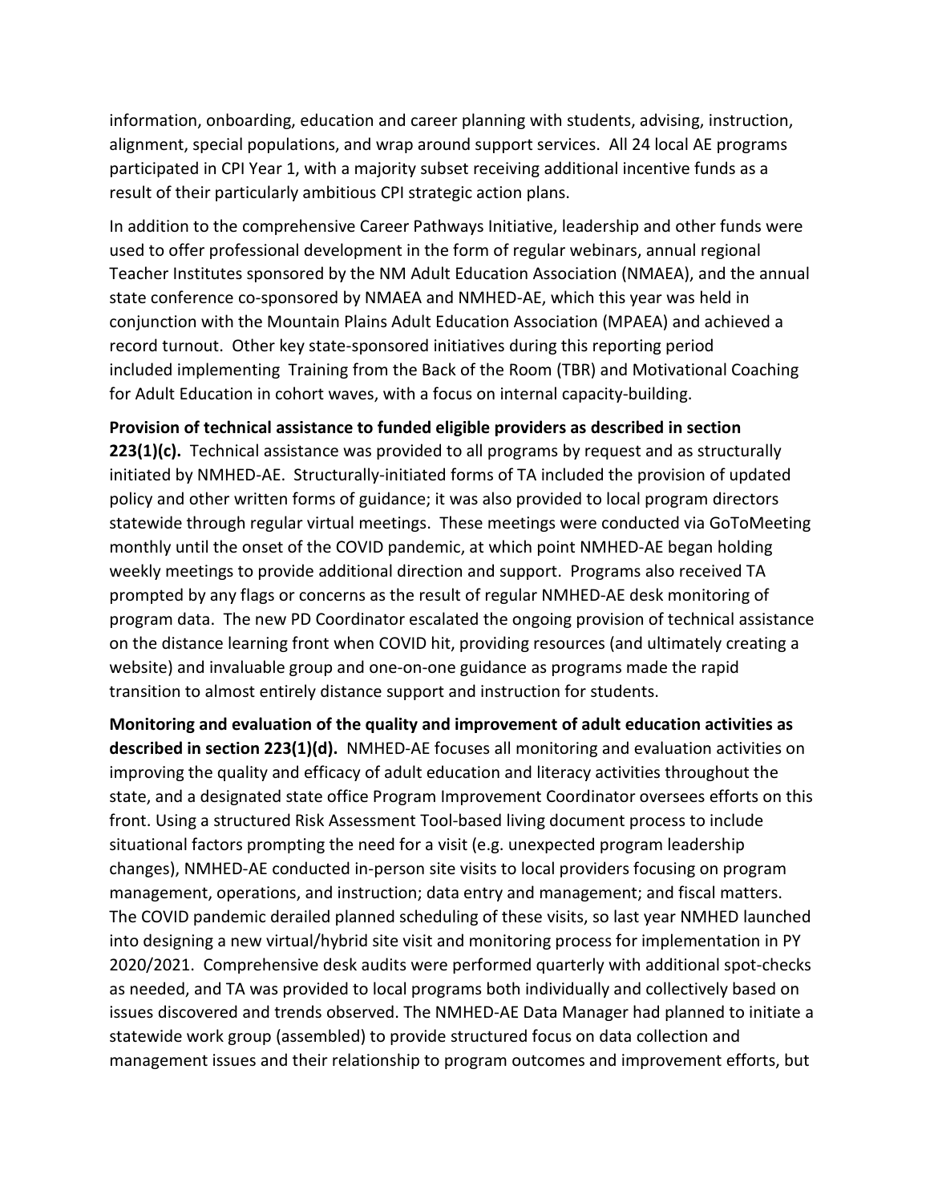information, onboarding, education and career planning with students, advising, instruction, alignment, special populations, and wrap around support services. All 24 local AE programs participated in CPI Year 1, with a majority subset receiving additional incentive funds as a result of their particularly ambitious CPI strategic action plans.

In addition to the comprehensive Career Pathways Initiative, leadership and other funds were used to offer professional development in the form of regular webinars, annual regional Teacher Institutes sponsored by the NM Adult Education Association (NMAEA), and the annual state conference co-sponsored by NMAEA and NMHED-AE, which this year was held in conjunction with the Mountain Plains Adult Education Association (MPAEA) and achieved a record turnout. Other key state-sponsored initiatives during this reporting period included implementing Training from the Back of the Room (TBR) and Motivational Coaching for Adult Education in cohort waves, with a focus on internal capacity-building.

**Provision of technical assistance to funded eligible providers as described in section 223(1)(c).** Technical assistance was provided to all programs by request and as structurally initiated by NMHED-AE. Structurally-initiated forms of TA included the provision of updated policy and other written forms of guidance; it was also provided to local program directors statewide through regular virtual meetings. These meetings were conducted via GoToMeeting monthly until the onset of the COVID pandemic, at which point NMHED-AE began holding weekly meetings to provide additional direction and support. Programs also received TA prompted by any flags or concerns as the result of regular NMHED-AE desk monitoring of program data. The new PD Coordinator escalated the ongoing provision of technical assistance on the distance learning front when COVID hit, providing resources (and ultimately creating a website) and invaluable group and one-on-one guidance as programs made the rapid transition to almost entirely distance support and instruction for students.

**Monitoring and evaluation of the quality and improvement of adult education activities as described in section 223(1)(d).** NMHED-AE focuses all monitoring and evaluation activities on improving the quality and efficacy of adult education and literacy activities throughout the state, and a designated state office Program Improvement Coordinator oversees efforts on this front. Using a structured Risk Assessment Tool-based living document process to include situational factors prompting the need for a visit (e.g. unexpected program leadership changes), NMHED-AE conducted in-person site visits to local providers focusing on program management, operations, and instruction; data entry and management; and fiscal matters. The COVID pandemic derailed planned scheduling of these visits, so last year NMHED launched into designing a new virtual/hybrid site visit and monitoring process for implementation in PY 2020/2021. Comprehensive desk audits were performed quarterly with additional spot-checks as needed, and TA was provided to local programs both individually and collectively based on issues discovered and trends observed. The NMHED-AE Data Manager had planned to initiate a statewide work group (assembled) to provide structured focus on data collection and management issues and their relationship to program outcomes and improvement efforts, but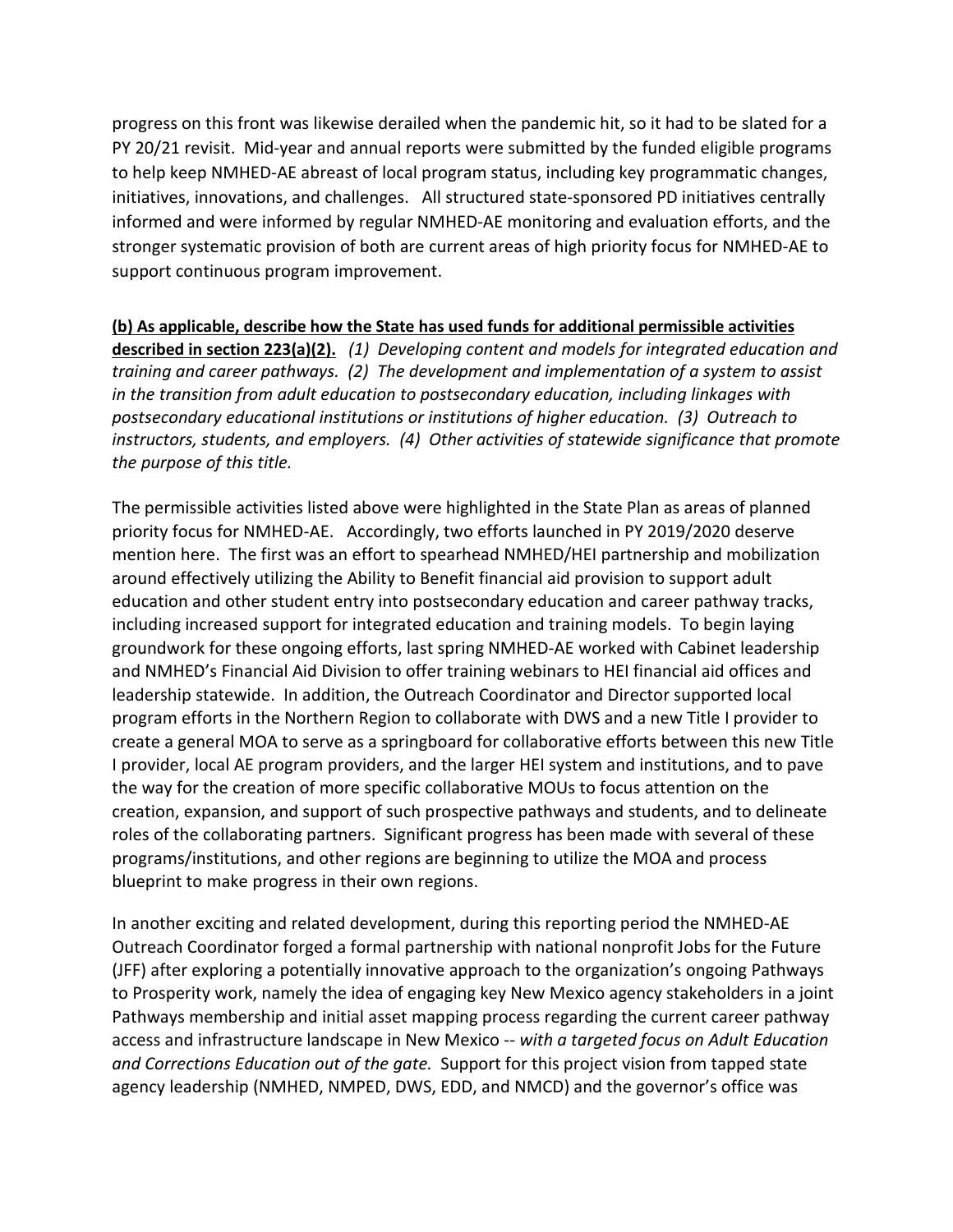progress on this front was likewise derailed when the pandemic hit, so it had to be slated for a PY 20/21 revisit. Mid-year and annual reports were submitted by the funded eligible programs to help keep NMHED-AE abreast of local program status, including key programmatic changes, initiatives, innovations, and challenges. All structured state-sponsored PD initiatives centrally informed and were informed by regular NMHED-AE monitoring and evaluation efforts, and the stronger systematic provision of both are current areas of high priority focus for NMHED-AE to support continuous program improvement.

**(b) As applicable, describe how the State has used funds for additional permissible activities described in section 223(a)(2).** *(1) Developing content and models for integrated education and training and career pathways. (2) The development and implementation of a system to assist in the transition from adult education to postsecondary education, including linkages with postsecondary educational institutions or institutions of higher education. (3) Outreach to instructors, students, and employers. (4) Other activities of statewide significance that promote the purpose of this title.*

The permissible activities listed above were highlighted in the State Plan as areas of planned priority focus for NMHED-AE. Accordingly, two efforts launched in PY 2019/2020 deserve mention here. The first was an effort to spearhead NMHED/HEI partnership and mobilization around effectively utilizing the Ability to Benefit financial aid provision to support adult education and other student entry into postsecondary education and career pathway tracks, including increased support for integrated education and training models. To begin laying groundwork for these ongoing efforts, last spring NMHED-AE worked with Cabinet leadership and NMHED's Financial Aid Division to offer training webinars to HEI financial aid offices and leadership statewide. In addition, the Outreach Coordinator and Director supported local program efforts in the Northern Region to collaborate with DWS and a new Title I provider to create a general MOA to serve as a springboard for collaborative efforts between this new Title I provider, local AE program providers, and the larger HEI system and institutions, and to pave the way for the creation of more specific collaborative MOUs to focus attention on the creation, expansion, and support of such prospective pathways and students, and to delineate roles of the collaborating partners. Significant progress has been made with several of these programs/institutions, and other regions are beginning to utilize the MOA and process blueprint to make progress in their own regions.

In another exciting and related development, during this reporting period the NMHED-AE Outreach Coordinator forged a formal partnership with national nonprofit Jobs for the Future (JFF) after exploring a potentially innovative approach to the organization's ongoing Pathways to Prosperity work, namely the idea of engaging key New Mexico agency stakeholders in a joint Pathways membership and initial asset mapping process regarding the current career pathway access and infrastructure landscape in New Mexico -- *with a targeted focus on Adult Education and Corrections Education out of the gate.* Support for this project vision from tapped state agency leadership (NMHED, NMPED, DWS, EDD, and NMCD) and the governor's office was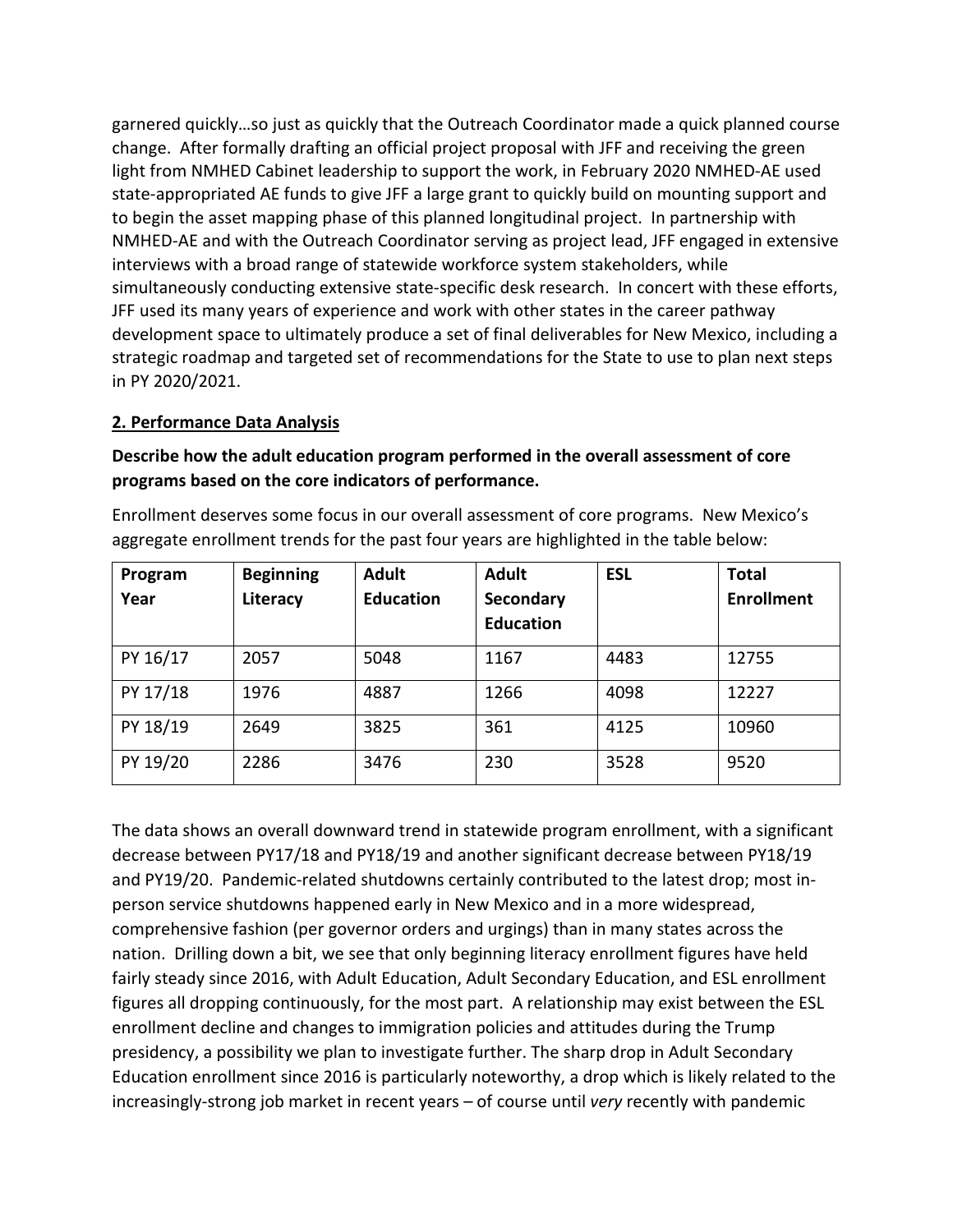garnered quickly…so just as quickly that the Outreach Coordinator made a quick planned course change. After formally drafting an official project proposal with JFF and receiving the green light from NMHED Cabinet leadership to support the work, in February 2020 NMHED-AE used state-appropriated AE funds to give JFF a large grant to quickly build on mounting support and to begin the asset mapping phase of this planned longitudinal project. In partnership with NMHED-AE and with the Outreach Coordinator serving as project lead, JFF engaged in extensive interviews with a broad range of statewide workforce system stakeholders, while simultaneously conducting extensive state-specific desk research. In concert with these efforts, JFF used its many years of experience and work with other states in the career pathway development space to ultimately produce a set of final deliverables for New Mexico, including a strategic roadmap and targeted set of recommendations for the State to use to plan next steps in PY 2020/2021.

## 2. Performance Data Analysis

**Describe how the adult education program performed in the overall assessment of core programs based on the core indicators of performance.**

Enrollment deserves some focus in our overall assessment of core programs. New Mexico's aggregate enrollment trends for the past four years are highlighted in the table below:

| Program Year | Beginning Literacy | Adult Education | Adult Secondary Education | ESL | Total Enrollment |
|---|---|---|---|---|---|
| PY 16/17 | 2057 | 5048 | 1167 | 4483 | 12755 |
| PY 17/18 | 1976 | 4887 | 1266 | 4098 | 12227 |
| PY 18/19 | 2649 | 3825 | 361 | 4125 | 10960 |
| PY 19/20 | 2286 | 3476 | 230 | 3528 | 9520 |

The data shows an overall downward trend in statewide program enrollment, with a significant decrease between PY17/18 and PY18/19 and another significant decrease between PY18/19 and PY19/20. Pandemic-related shutdowns certainly contributed to the latest drop; most in-person service shutdowns happened early in New Mexico and in a more widespread, comprehensive fashion (per governor orders and urgings) than in many states across the nation. Drilling down a bit, we see that only beginning literacy enrollment figures have held fairly steady since 2016, with Adult Education, Adult Secondary Education, and ESL enrollment figures all dropping continuously, for the most part. A relationship may exist between the ESL enrollment decline and changes to immigration policies and attitudes during the Trump presidency, a possibility we plan to investigate further. The sharp drop in Adult Secondary Education enrollment since 2016 is particularly noteworthy, a drop which is likely related to the increasingly-strong job market in recent years – of course until *very* recently with pandemic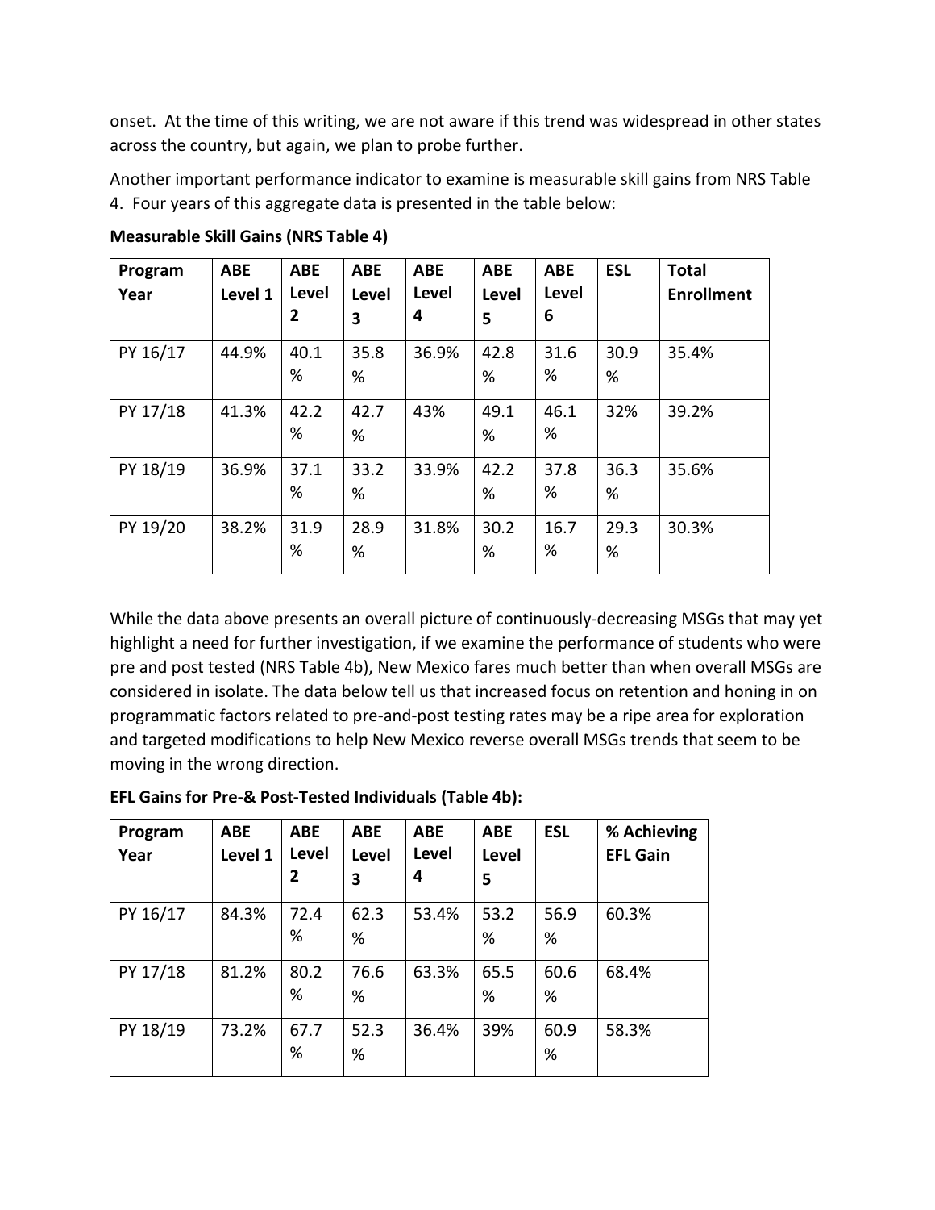onset. At the time of this writing, we are not aware if this trend was widespread in other states across the country, but again, we plan to probe further.

Another important performance indicator to examine is measurable skill gains from NRS Table 4. Four years of this aggregate data is presented in the table below:

**Measurable Skill Gains (NRS Table 4)**

| Program Year | ABE Level 1 | ABE Level 2 | ABE Level 3 | ABE Level 4 | ABE Level 5 | ABE Level 6 | ESL | Total Enrollment |
|---|---|---|---|---|---|---|---|---|
| PY 16/17 | 44.9% | 40.1% | 35.8% | 36.9% | 42.8% | 31.6% | 30.9% | 35.4% |
| PY 17/18 | 41.3% | 42.2% | 42.7% | 43% | 49.1% | 46.1% | 32% | 39.2% |
| PY 18/19 | 36.9% | 37.1% | 33.2% | 33.9% | 42.2% | 37.8% | 36.3% | 35.6% |
| PY 19/20 | 38.2% | 31.9% | 28.9% | 31.8% | 30.2% | 16.7% | 29.3% | 30.3% |

While the data above presents an overall picture of continuously-decreasing MSGs that may yet highlight a need for further investigation, if we examine the performance of students who were pre and post tested (NRS Table 4b), New Mexico fares much better than when overall MSGs are considered in isolate. The data below tell us that increased focus on retention and honing in on programmatic factors related to pre-and-post testing rates may be a ripe area for exploration and targeted modifications to help New Mexico reverse overall MSGs trends that seem to be moving in the wrong direction.

**EFL Gains for Pre-& Post-Tested Individuals (Table 4b):**

| Program Year | ABE Level 1 | ABE Level 2 | ABE Level 3 | ABE Level 4 | ABE Level 5 | ESL | % Achieving EFL Gain |
|---|---|---|---|---|---|---|---|
| PY 16/17 | 84.3% | 72.4% | 62.3% | 53.4% | 53.2% | 56.9% | 60.3% |
| PY 17/18 | 81.2% | 80.2% | 76.6% | 63.3% | 65.5% | 60.6% | 68.4% |
| PY 18/19 | 73.2% | 67.7% | 52.3% | 36.4% | 39% | 60.9% | 58.3% |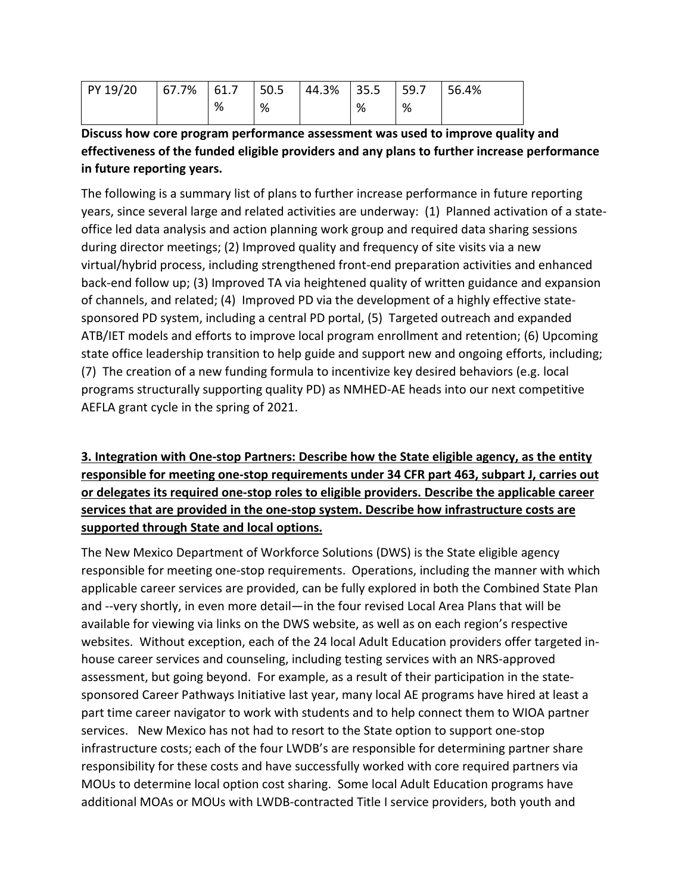| PY 19/20 | 67.7% | 61.7% | 50.5% | 44.3% | 35.5% | 59.7% | 56.4% |
|---|---|---|---|---|---|---|---|

**Discuss how core program performance assessment was used to improve quality and effectiveness of the funded eligible providers and any plans to further increase performance in future reporting years.**

The following is a summary list of plans to further increase performance in future reporting years, since several large and related activities are underway: (1) Planned activation of a state-office led data analysis and action planning work group and required data sharing sessions during director meetings; (2) Improved quality and frequency of site visits via a new virtual/hybrid process, including strengthened front-end preparation activities and enhanced back-end follow up; (3) Improved TA via heightened quality of written guidance and expansion of channels, and related; (4) Improved PD via the development of a highly effective state-sponsored PD system, including a central PD portal, (5) Targeted outreach and expanded ATB/IET models and efforts to improve local program enrollment and retention; (6) Upcoming state office leadership transition to help guide and support new and ongoing efforts, including; (7) The creation of a new funding formula to incentivize key desired behaviors (e.g. local programs structurally supporting quality PD) as NMHED-AE heads into our next competitive AEFLA grant cycle in the spring of 2021.

**3. Integration with One-stop Partners: Describe how the State eligible agency, as the entity responsible for meeting one-stop requirements under 34 CFR part 463, subpart J, carries out or delegates its required one-stop roles to eligible providers. Describe the applicable career services that are provided in the one-stop system. Describe how infrastructure costs are supported through State and local options.**

The New Mexico Department of Workforce Solutions (DWS) is the State eligible agency responsible for meeting one-stop requirements. Operations, including the manner with which applicable career services are provided, can be fully explored in both the Combined State Plan and --very shortly, in even more detail—in the four revised Local Area Plans that will be available for viewing via links on the DWS website, as well as on each region's respective websites. Without exception, each of the 24 local Adult Education providers offer targeted in-house career services and counseling, including testing services with an NRS-approved assessment, but going beyond. For example, as a result of their participation in the state-sponsored Career Pathways Initiative last year, many local AE programs have hired at least a part time career navigator to work with students and to help connect them to WIOA partner services. New Mexico has not had to resort to the State option to support one-stop infrastructure costs; each of the four LWDB's are responsible for determining partner share responsibility for these costs and have successfully worked with core required partners via MOUs to determine local option cost sharing. Some local Adult Education programs have additional MOAs or MOUs with LWDB-contracted Title I service providers, both youth and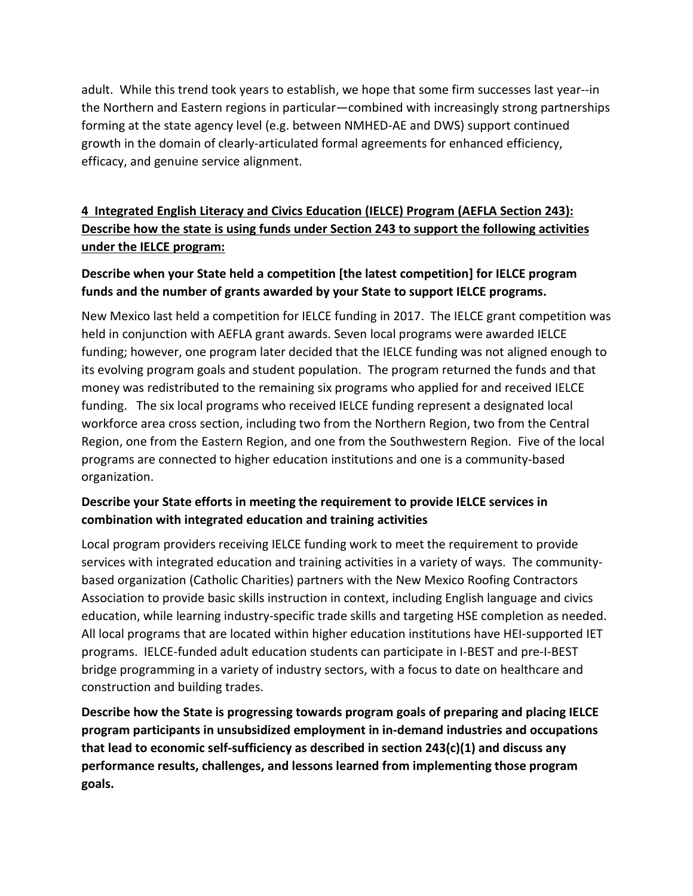adult. While this trend took years to establish, we hope that some firm successes last year--in the Northern and Eastern regions in particular—combined with increasingly strong partnerships forming at the state agency level (e.g. between NMHED-AE and DWS) support continued growth in the domain of clearly-articulated formal agreements for enhanced efficiency, efficacy, and genuine service alignment.

## **4 Integrated English Literacy and Civics Education (IELCE) Program (AEFLA Section 243): Describe how the state is using funds under Section 243 to support the following activities under the IELCE program:**

### Describe when your State held a competition [the latest competition] for IELCE program funds and the number of grants awarded by your State to support IELCE programs.

New Mexico last held a competition for IELCE funding in 2017. The IELCE grant competition was held in conjunction with AEFLA grant awards. Seven local programs were awarded IELCE funding; however, one program later decided that the IELCE funding was not aligned enough to its evolving program goals and student population. The program returned the funds and that money was redistributed to the remaining six programs who applied for and received IELCE funding. The six local programs who received IELCE funding represent a designated local workforce area cross section, including two from the Northern Region, two from the Central Region, one from the Eastern Region, and one from the Southwestern Region. Five of the local programs are connected to higher education institutions and one is a community-based organization.

### Describe your State efforts in meeting the requirement to provide IELCE services in combination with integrated education and training activities

Local program providers receiving IELCE funding work to meet the requirement to provide services with integrated education and training activities in a variety of ways. The community-based organization (Catholic Charities) partners with the New Mexico Roofing Contractors Association to provide basic skills instruction in context, including English language and civics education, while learning industry-specific trade skills and targeting HSE completion as needed. All local programs that are located within higher education institutions have HEI-supported IET programs. IELCE-funded adult education students can participate in I-BEST and pre-I-BEST bridge programming in a variety of industry sectors, with a focus to date on healthcare and construction and building trades.

### Describe how the State is progressing towards program goals of preparing and placing IELCE program participants in unsubsidized employment in in-demand industries and occupations that lead to economic self-sufficiency as described in section 243(c)(1) and discuss any performance results, challenges, and lessons learned from implementing those program goals.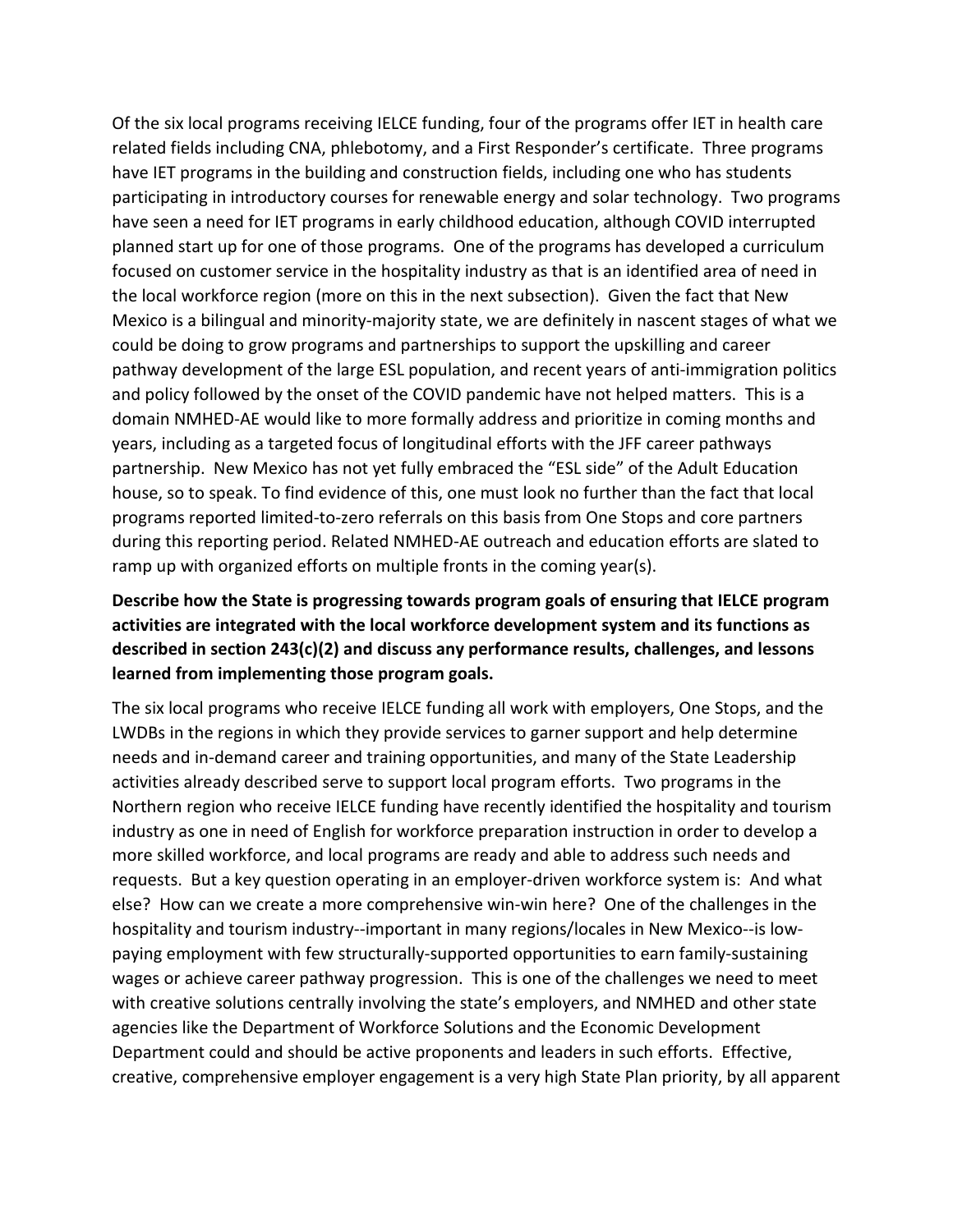Of the six local programs receiving IELCE funding, four of the programs offer IET in health care related fields including CNA, phlebotomy, and a First Responder's certificate. Three programs have IET programs in the building and construction fields, including one who has students participating in introductory courses for renewable energy and solar technology. Two programs have seen a need for IET programs in early childhood education, although COVID interrupted planned start up for one of those programs. One of the programs has developed a curriculum focused on customer service in the hospitality industry as that is an identified area of need in the local workforce region (more on this in the next subsection). Given the fact that New Mexico is a bilingual and minority-majority state, we are definitely in nascent stages of what we could be doing to grow programs and partnerships to support the upskilling and career pathway development of the large ESL population, and recent years of anti-immigration politics and policy followed by the onset of the COVID pandemic have not helped matters. This is a domain NMHED-AE would like to more formally address and prioritize in coming months and years, including as a targeted focus of longitudinal efforts with the JFF career pathways partnership. New Mexico has not yet fully embraced the "ESL side" of the Adult Education house, so to speak. To find evidence of this, one must look no further than the fact that local programs reported limited-to-zero referrals on this basis from One Stops and core partners during this reporting period. Related NMHED-AE outreach and education efforts are slated to ramp up with organized efforts on multiple fronts in the coming year(s).

**Describe how the State is progressing towards program goals of ensuring that IELCE program activities are integrated with the local workforce development system and its functions as described in section 243(c)(2) and discuss any performance results, challenges, and lessons learned from implementing those program goals.**

The six local programs who receive IELCE funding all work with employers, One Stops, and the LWDBs in the regions in which they provide services to garner support and help determine needs and in-demand career and training opportunities, and many of the State Leadership activities already described serve to support local program efforts. Two programs in the Northern region who receive IELCE funding have recently identified the hospitality and tourism industry as one in need of English for workforce preparation instruction in order to develop a more skilled workforce, and local programs are ready and able to address such needs and requests. But a key question operating in an employer-driven workforce system is: And what else? How can we create a more comprehensive win-win here? One of the challenges in the hospitality and tourism industry--important in many regions/locales in New Mexico--is low-paying employment with few structurally-supported opportunities to earn family-sustaining wages or achieve career pathway progression. This is one of the challenges we need to meet with creative solutions centrally involving the state's employers, and NMHED and other state agencies like the Department of Workforce Solutions and the Economic Development Department could and should be active proponents and leaders in such efforts. Effective, creative, comprehensive employer engagement is a very high State Plan priority, by all apparent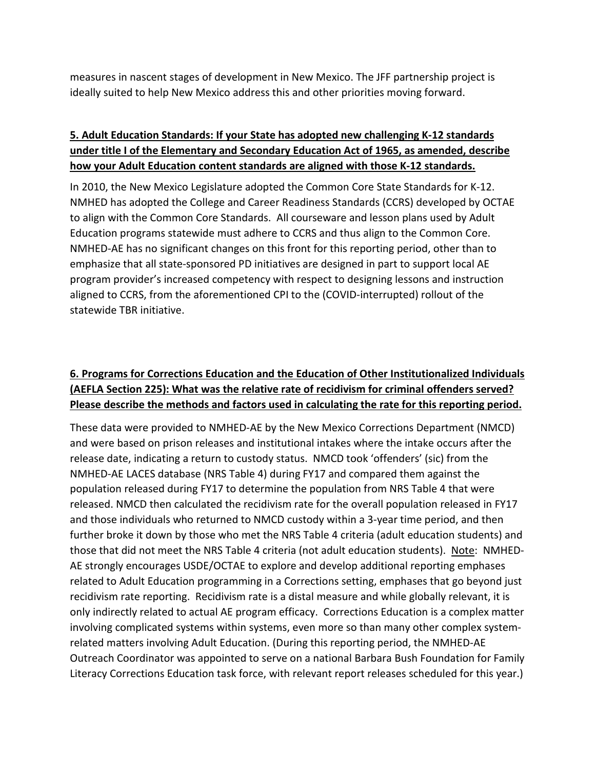measures in nascent stages of development in New Mexico. The JFF partnership project is ideally suited to help New Mexico address this and other priorities moving forward.

**5. Adult Education Standards: If your State has adopted new challenging K-12 standards under title I of the Elementary and Secondary Education Act of 1965, as amended, describe how your Adult Education content standards are aligned with those K-12 standards.**

In 2010, the New Mexico Legislature adopted the Common Core State Standards for K-12. NMHED has adopted the College and Career Readiness Standards (CCRS) developed by OCTAE to align with the Common Core Standards. All courseware and lesson plans used by Adult Education programs statewide must adhere to CCRS and thus align to the Common Core. NMHED-AE has no significant changes on this front for this reporting period, other than to emphasize that all state-sponsored PD initiatives are designed in part to support local AE program provider's increased competency with respect to designing lessons and instruction aligned to CCRS, from the aforementioned CPI to the (COVID-interrupted) rollout of the statewide TBR initiative.

**6. Programs for Corrections Education and the Education of Other Institutionalized Individuals (AEFLA Section 225): What was the relative rate of recidivism for criminal offenders served? Please describe the methods and factors used in calculating the rate for this reporting period.**

These data were provided to NMHED-AE by the New Mexico Corrections Department (NMCD) and were based on prison releases and institutional intakes where the intake occurs after the release date, indicating a return to custody status. NMCD took 'offenders' (sic) from the NMHED-AE LACES database (NRS Table 4) during FY17 and compared them against the population released during FY17 to determine the population from NRS Table 4 that were released. NMCD then calculated the recidivism rate for the overall population released in FY17 and those individuals who returned to NMCD custody within a 3-year time period, and then further broke it down by those who met the NRS Table 4 criteria (adult education students) and those that did not meet the NRS Table 4 criteria (not adult education students). <u>Note</u>: NMHED-AE strongly encourages USDE/OCTAE to explore and develop additional reporting emphases related to Adult Education programming in a Corrections setting, emphases that go beyond just recidivism rate reporting. Recidivism rate is a distal measure and while globally relevant, it is only indirectly related to actual AE program efficacy. Corrections Education is a complex matter involving complicated systems within systems, even more so than many other complex system-related matters involving Adult Education. (During this reporting period, the NMHED-AE Outreach Coordinator was appointed to serve on a national Barbara Bush Foundation for Family Literacy Corrections Education task force, with relevant report releases scheduled for this year.)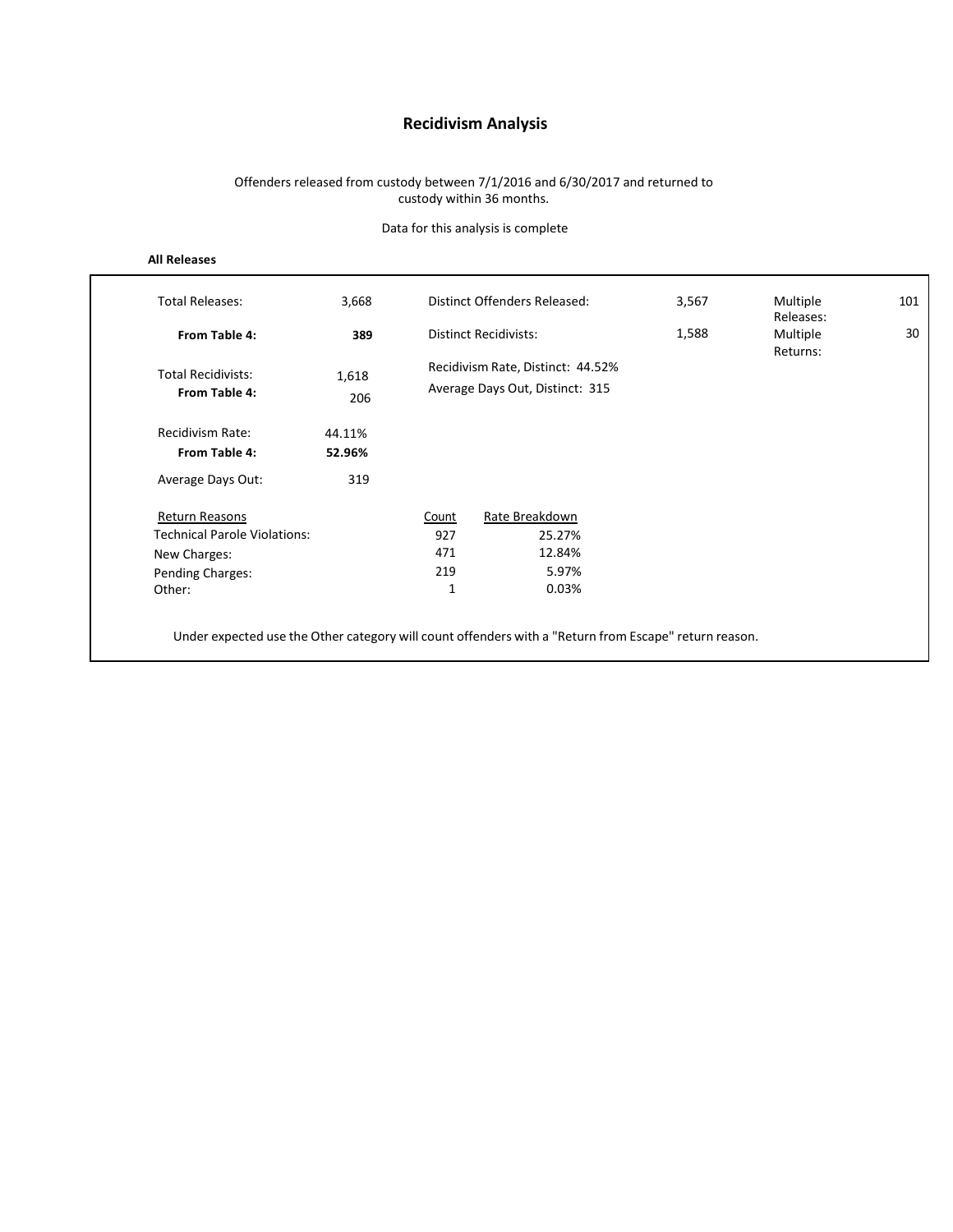# Recidivism Analysis

Offenders released from custody between 7/1/2016 and 6/30/2017 and returned to custody within 36 months.

Data for this analysis is complete

**All Releases**

| | | | | | |
|---|---|---|---|---|---|
| Total Releases: | 3,668 | Distinct Offenders Released: | 3,567 | Multiple Releases: | 101 |
| **From Table 4:** | **389** | Distinct Recidivists: | 1,588 | Multiple Returns: | 30 |
| Total Recidivists: | 1,618 | Recidivism Rate, Distinct: 44.52% | | | |
| **From Table 4:** | 206 | Average Days Out, Distinct: 315 | | | |
| Recidivism Rate: | 44.11% | | | | |
| **From Table 4:** | **52.96%** | | | | |
| Average Days Out: | 319 | | | | |

| Return Reasons | Count | Rate Breakdown |
|---|---|---|
| Technical Parole Violations: | 927 | 25.27% |
| New Charges: | 471 | 12.84% |
| Pending Charges: | 219 | 5.97% |
| Other: | 1 | 0.03% |

Under expected use the Other category will count offenders with a "Return from Escape" return reason.